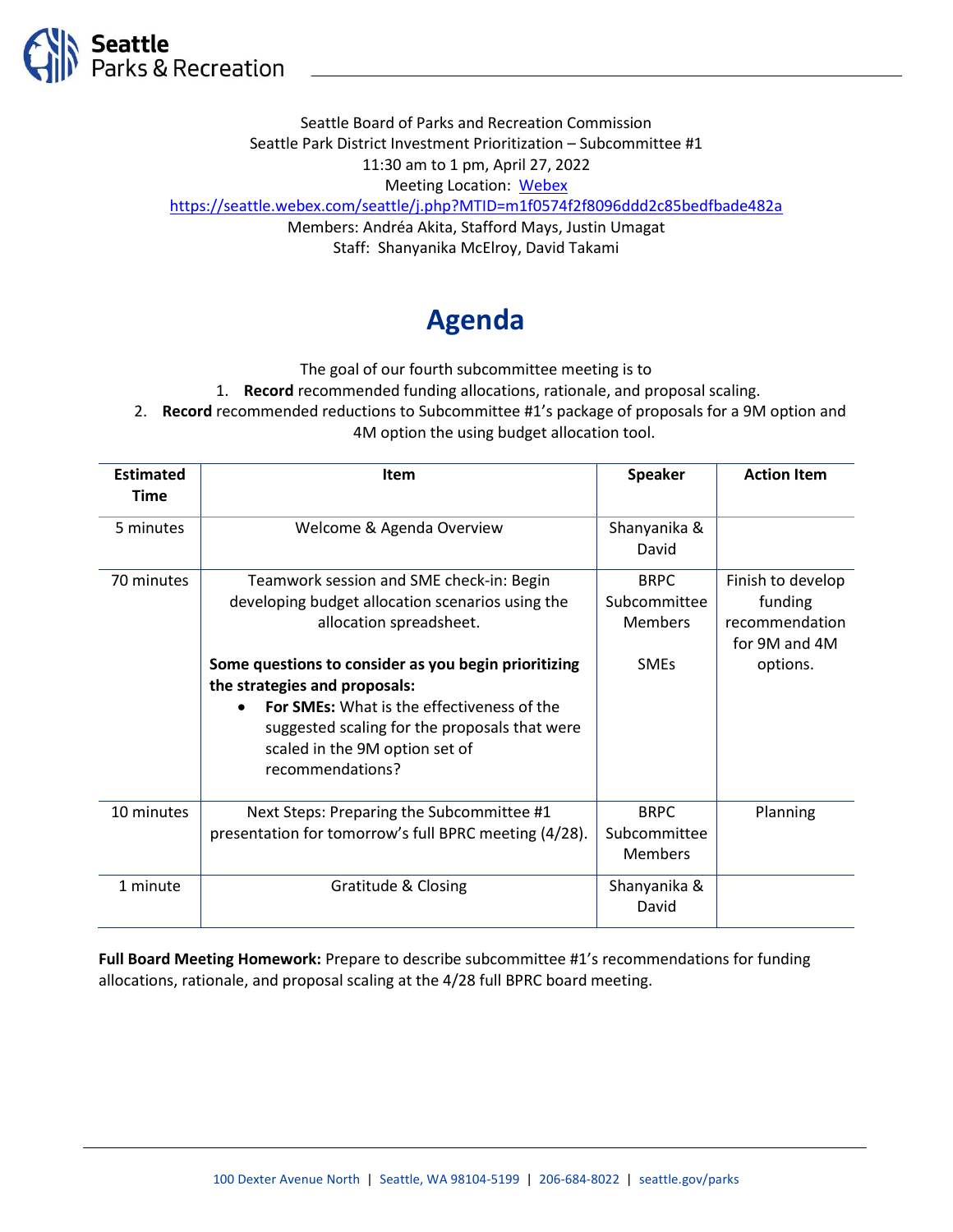Seattle Board of Parks and Recreation Commission
Seattle Park District Investment Prioritization – Subcommittee #1
11:30 am to 1 pm, April 27, 2022
Meeting Location: [Webex](https://seattle.webex.com/seattle/j.php?MTID=m1f0574f2f8096ddd2c85bedfbade482a)
https://seattle.webex.com/seattle/j.php?MTID=m1f0574f2f8096ddd2c85bedfbade482a
Members: Andréa Akita, Stafford Mays, Justin Umagat
Staff: Shanyanika McElroy, David Takami

# Agenda

The goal of our fourth subcommittee meeting is to

1. **Record** recommended funding allocations, rationale, and proposal scaling.
2. **Record** recommended reductions to Subcommittee #1's package of proposals for a 9M option and 4M option the using budget allocation tool.

| Estimated Time | Item | Speaker | Action Item |
|---|---|---|---|
| 5 minutes | Welcome & Agenda Overview | Shanyanika & David | |
| 70 minutes | Teamwork session and SME check-in: Begin developing budget allocation scenarios using the allocation spreadsheet.<br><br>**Some questions to consider as you begin prioritizing the strategies and proposals:**<br>• **For SMEs:** What is the effectiveness of the suggested scaling for the proposals that were scaled in the 9M option set of recommendations? | BRPC Subcommittee Members<br><br>SMEs | Finish to develop funding recommendation for 9M and 4M options. |
| 10 minutes | Next Steps: Preparing the Subcommittee #1 presentation for tomorrow's full BPRC meeting (4/28). | BRPC Subcommittee Members | Planning |
| 1 minute | Gratitude & Closing | Shanyanika & David | |

**Full Board Meeting Homework:** Prepare to describe subcommittee #1's recommendations for funding allocations, rationale, and proposal scaling at the 4/28 full BPRC board meeting.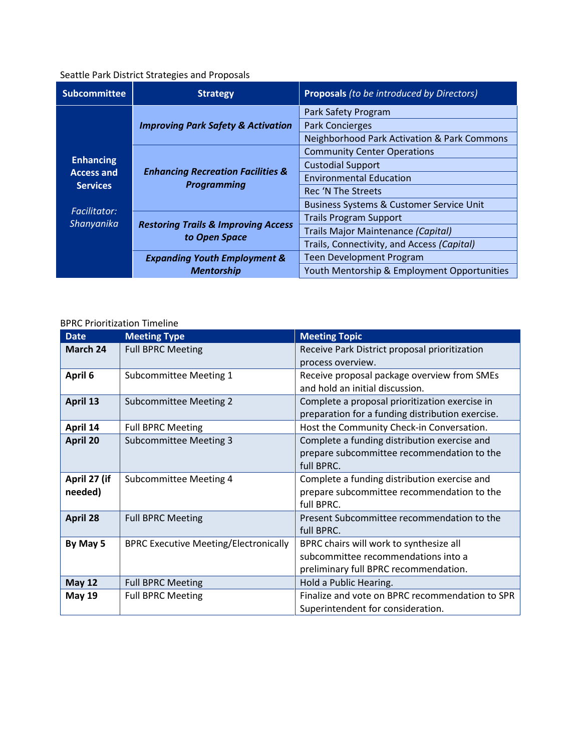Seattle Park District Strategies and Proposals

| Subcommittee | Strategy | **Proposals** *(to be introduced by Directors)* |
|---|---|---|
| **Enhancing Access and Services** *Facilitator: Shanyanika* | ***Improving Park Safety & Activation*** | Park Safety Program |
| | | Park Concierges |
| | | Neighborhood Park Activation & Park Commons |
| | ***Enhancing Recreation Facilities & Programming*** | Community Center Operations |
| | | Custodial Support |
| | | Environmental Education |
| | | Rec 'N The Streets |
| | | Business Systems & Customer Service Unit |
| | ***Restoring Trails & Improving Access to Open Space*** | Trails Program Support |
| | | Trails Major Maintenance *(Capital)* |
| | | Trails, Connectivity, and Access *(Capital)* |
| | ***Expanding Youth Employment & Mentorship*** | Teen Development Program |
| | | Youth Mentorship & Employment Opportunities |

BPRC Prioritization Timeline

| Date | Meeting Type | Meeting Topic |
|---|---|---|
| **March 24** | Full BPRC Meeting | Receive Park District proposal prioritization process overview. |
| **April 6** | Subcommittee Meeting 1 | Receive proposal package overview from SMEs and hold an initial discussion. |
| **April 13** | Subcommittee Meeting 2 | Complete a proposal prioritization exercise in preparation for a funding distribution exercise. |
| **April 14** | Full BPRC Meeting | Host the Community Check-in Conversation. |
| **April 20** | Subcommittee Meeting 3 | Complete a funding distribution exercise and prepare subcommittee recommendation to the full BPRC. |
| **April 27 (if needed)** | Subcommittee Meeting 4 | Complete a funding distribution exercise and prepare subcommittee recommendation to the full BPRC. |
| **April 28** | Full BPRC Meeting | Present Subcommittee recommendation to the full BPRC. |
| **By May 5** | BPRC Executive Meeting/Electronically | BPRC chairs will work to synthesize all subcommittee recommendations into a preliminary full BPRC recommendation. |
| **May 12** | Full BPRC Meeting | Hold a Public Hearing. |
| **May 19** | Full BPRC Meeting | Finalize and vote on BPRC recommendation to SPR Superintendent for consideration. |